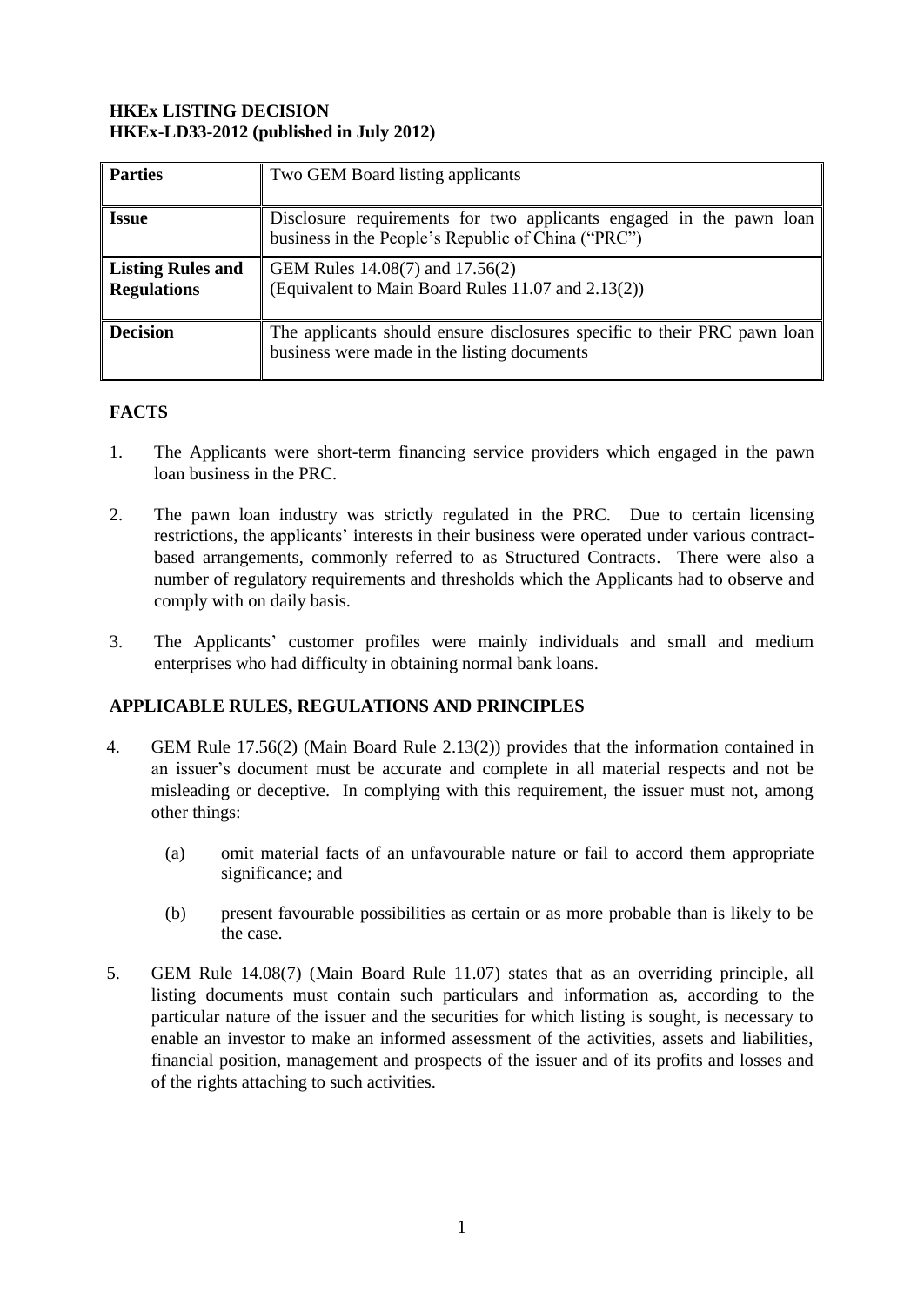**HKEx LISTING DECISION**
**HKEx-LD33-2012 (published in July 2012)**

| **Parties** | Two GEM Board listing applicants |
|---|---|
| **Issue** | Disclosure requirements for two applicants engaged in the pawn loan business in the People's Republic of China ("PRC") |
| **Listing Rules and Regulations** | GEM Rules 14.08(7) and 17.56(2) (Equivalent to Main Board Rules 11.07 and 2.13(2)) |
| **Decision** | The applicants should ensure disclosures specific to their PRC pawn loan business were made in the listing documents |

## FACTS

1. The Applicants were short-term financing service providers which engaged in the pawn loan business in the PRC.

2. The pawn loan industry was strictly regulated in the PRC. Due to certain licensing restrictions, the applicants' interests in their business were operated under various contract-based arrangements, commonly referred to as Structured Contracts. There were also a number of regulatory requirements and thresholds which the Applicants had to observe and comply with on daily basis.

3. The Applicants' customer profiles were mainly individuals and small and medium enterprises who had difficulty in obtaining normal bank loans.

## APPLICABLE RULES, REGULATIONS AND PRINCIPLES

4. GEM Rule 17.56(2) (Main Board Rule 2.13(2)) provides that the information contained in an issuer's document must be accurate and complete in all material respects and not be misleading or deceptive. In complying with this requirement, the issuer must not, among other things:

   (a) omit material facts of an unfavourable nature or fail to accord them appropriate significance; and

   (b) present favourable possibilities as certain or as more probable than is likely to be the case.

5. GEM Rule 14.08(7) (Main Board Rule 11.07) states that as an overriding principle, all listing documents must contain such particulars and information as, according to the particular nature of the issuer and the securities for which listing is sought, is necessary to enable an investor to make an informed assessment of the activities, assets and liabilities, financial position, management and prospects of the issuer and of its profits and losses and of the rights attaching to such activities.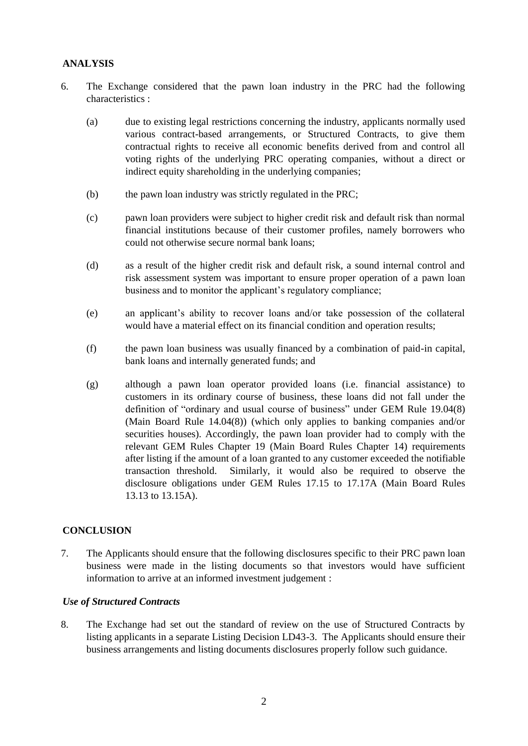## ANALYSIS

6. The Exchange considered that the pawn loan industry in the PRC had the following characteristics :

   (a) due to existing legal restrictions concerning the industry, applicants normally used various contract-based arrangements, or Structured Contracts, to give them contractual rights to receive all economic benefits derived from and control all voting rights of the underlying PRC operating companies, without a direct or indirect equity shareholding in the underlying companies;

   (b) the pawn loan industry was strictly regulated in the PRC;

   (c) pawn loan providers were subject to higher credit risk and default risk than normal financial institutions because of their customer profiles, namely borrowers who could not otherwise secure normal bank loans;

   (d) as a result of the higher credit risk and default risk, a sound internal control and risk assessment system was important to ensure proper operation of a pawn loan business and to monitor the applicant's regulatory compliance;

   (e) an applicant's ability to recover loans and/or take possession of the collateral would have a material effect on its financial condition and operation results;

   (f) the pawn loan business was usually financed by a combination of paid-in capital, bank loans and internally generated funds; and

   (g) although a pawn loan operator provided loans (i.e. financial assistance) to customers in its ordinary course of business, these loans did not fall under the definition of "ordinary and usual course of business" under GEM Rule 19.04(8) (Main Board Rule 14.04(8)) (which only applies to banking companies and/or securities houses). Accordingly, the pawn loan provider had to comply with the relevant GEM Rules Chapter 19 (Main Board Rules Chapter 14) requirements after listing if the amount of a loan granted to any customer exceeded the notifiable transaction threshold. Similarly, it would also be required to observe the disclosure obligations under GEM Rules 17.15 to 17.17A (Main Board Rules 13.13 to 13.15A).

## CONCLUSION

7. The Applicants should ensure that the following disclosures specific to their PRC pawn loan business were made in the listing documents so that investors would have sufficient information to arrive at an informed investment judgement :

### *Use of Structured Contracts*

8. The Exchange had set out the standard of review on the use of Structured Contracts by listing applicants in a separate Listing Decision LD43-3. The Applicants should ensure their business arrangements and listing documents disclosures properly follow such guidance.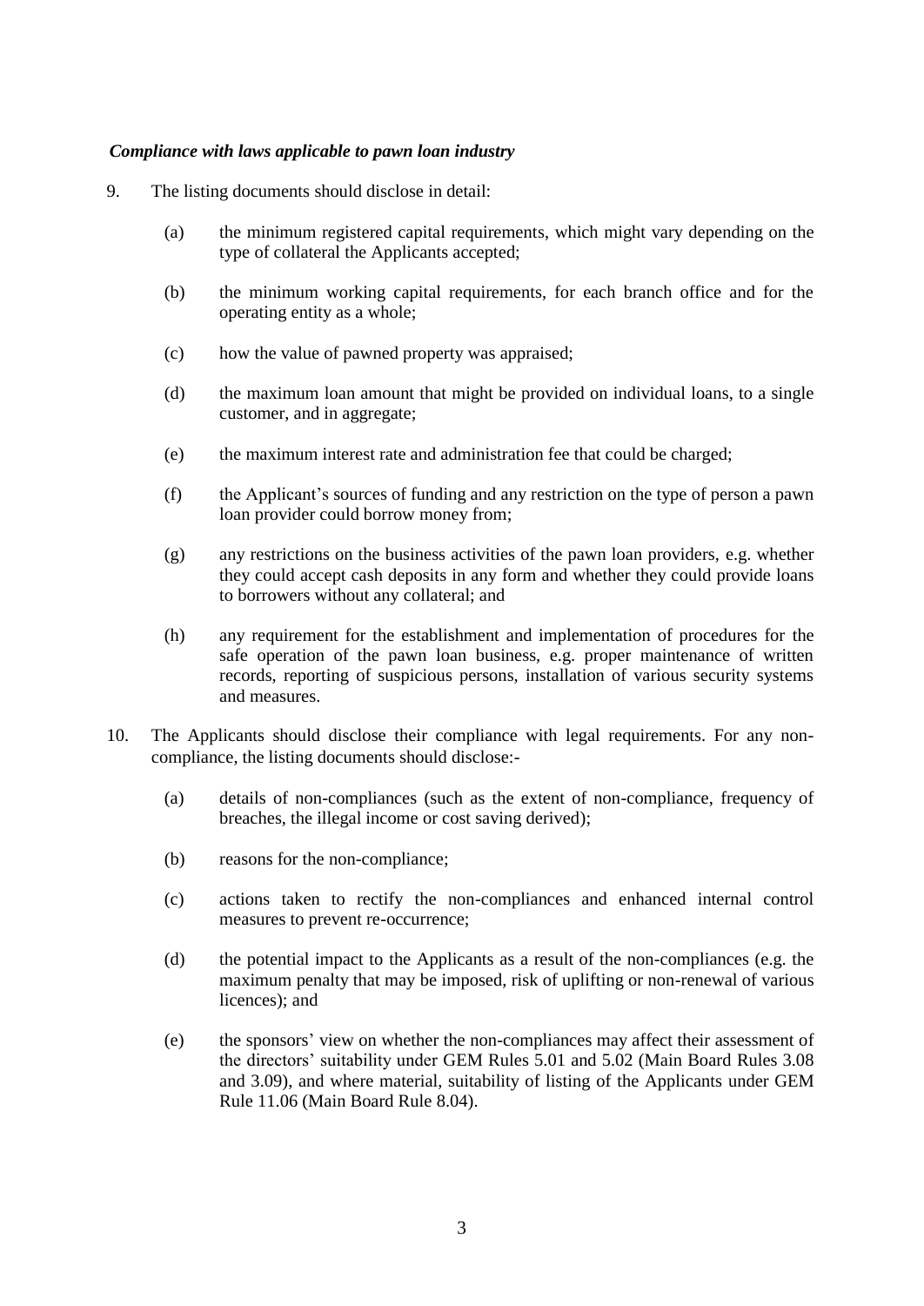***Compliance with laws applicable to pawn loan industry***

9. The listing documents should disclose in detail:

   (a) the minimum registered capital requirements, which might vary depending on the type of collateral the Applicants accepted;

   (b) the minimum working capital requirements, for each branch office and for the operating entity as a whole;

   (c) how the value of pawned property was appraised;

   (d) the maximum loan amount that might be provided on individual loans, to a single customer, and in aggregate;

   (e) the maximum interest rate and administration fee that could be charged;

   (f) the Applicant's sources of funding and any restriction on the type of person a pawn loan provider could borrow money from;

   (g) any restrictions on the business activities of the pawn loan providers, e.g. whether they could accept cash deposits in any form and whether they could provide loans to borrowers without any collateral; and

   (h) any requirement for the establishment and implementation of procedures for the safe operation of the pawn loan business, e.g. proper maintenance of written records, reporting of suspicious persons, installation of various security systems and measures.

10. The Applicants should disclose their compliance with legal requirements. For any non-compliance, the listing documents should disclose:-

    (a) details of non-compliances (such as the extent of non-compliance, frequency of breaches, the illegal income or cost saving derived);

    (b) reasons for the non-compliance;

    (c) actions taken to rectify the non-compliances and enhanced internal control measures to prevent re-occurrence;

    (d) the potential impact to the Applicants as a result of the non-compliances (e.g. the maximum penalty that may be imposed, risk of uplifting or non-renewal of various licences); and

    (e) the sponsors' view on whether the non-compliances may affect their assessment of the directors' suitability under GEM Rules 5.01 and 5.02 (Main Board Rules 3.08 and 3.09), and where material, suitability of listing of the Applicants under GEM Rule 11.06 (Main Board Rule 8.04).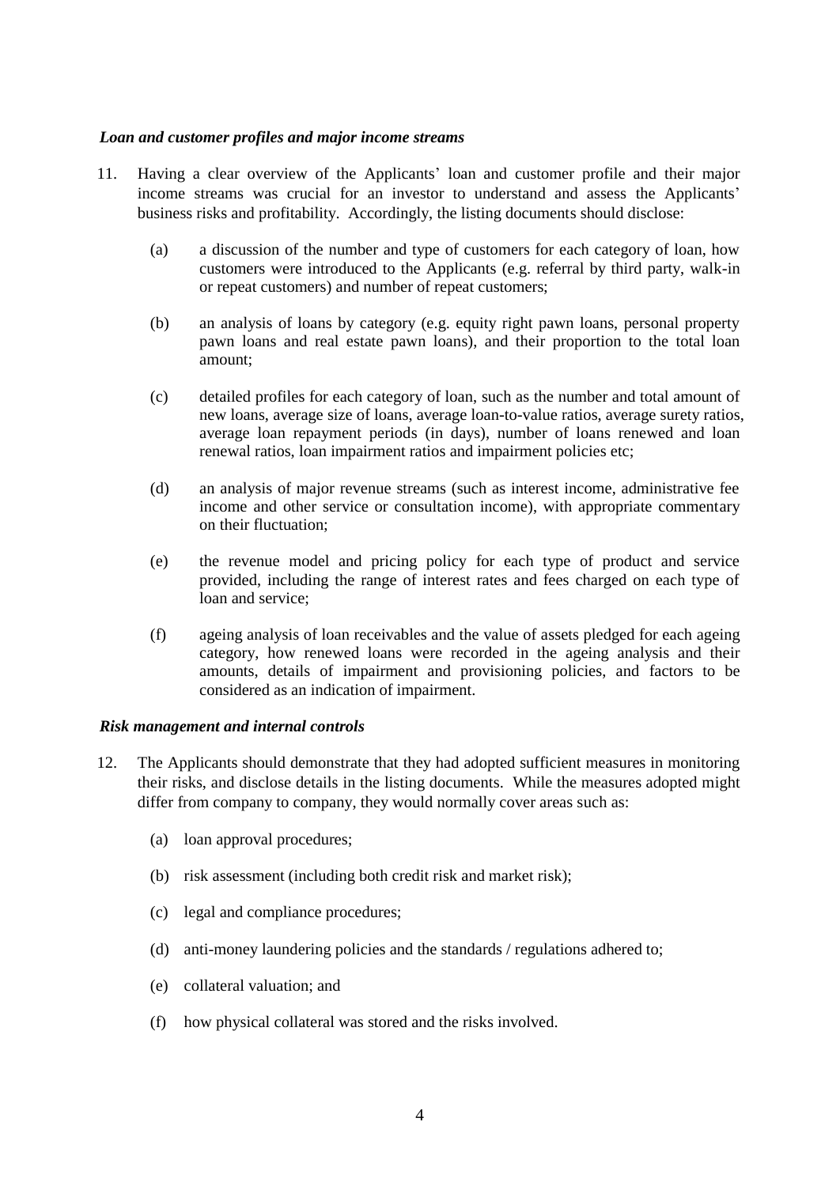***Loan and customer profiles and major income streams***

11. Having a clear overview of the Applicants' loan and customer profile and their major income streams was crucial for an investor to understand and assess the Applicants' business risks and profitability. Accordingly, the listing documents should disclose:

    (a) a discussion of the number and type of customers for each category of loan, how customers were introduced to the Applicants (e.g. referral by third party, walk-in or repeat customers) and number of repeat customers;

    (b) an analysis of loans by category (e.g. equity right pawn loans, personal property pawn loans and real estate pawn loans), and their proportion to the total loan amount;

    (c) detailed profiles for each category of loan, such as the number and total amount of new loans, average size of loans, average loan-to-value ratios, average surety ratios, average loan repayment periods (in days), number of loans renewed and loan renewal ratios, loan impairment ratios and impairment policies etc;

    (d) an analysis of major revenue streams (such as interest income, administrative fee income and other service or consultation income), with appropriate commentary on their fluctuation;

    (e) the revenue model and pricing policy for each type of product and service provided, including the range of interest rates and fees charged on each type of loan and service;

    (f) ageing analysis of loan receivables and the value of assets pledged for each ageing category, how renewed loans were recorded in the ageing analysis and their amounts, details of impairment and provisioning policies, and factors to be considered as an indication of impairment.

***Risk management and internal controls***

12. The Applicants should demonstrate that they had adopted sufficient measures in monitoring their risks, and disclose details in the listing documents. While the measures adopted might differ from company to company, they would normally cover areas such as:

    (a) loan approval procedures;

    (b) risk assessment (including both credit risk and market risk);

    (c) legal and compliance procedures;

    (d) anti-money laundering policies and the standards / regulations adhered to;

    (e) collateral valuation; and

    (f) how physical collateral was stored and the risks involved.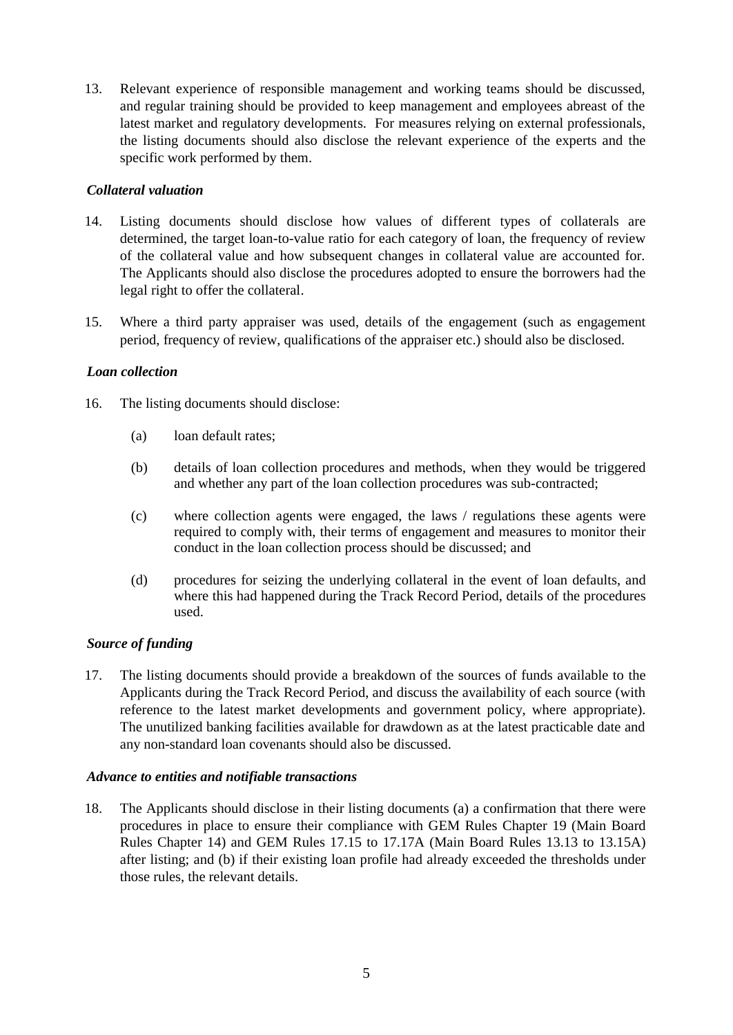13. Relevant experience of responsible management and working teams should be discussed, and regular training should be provided to keep management and employees abreast of the latest market and regulatory developments. For measures relying on external professionals, the listing documents should also disclose the relevant experience of the experts and the specific work performed by them.

***Collateral valuation***

14. Listing documents should disclose how values of different types of collaterals are determined, the target loan-to-value ratio for each category of loan, the frequency of review of the collateral value and how subsequent changes in collateral value are accounted for. The Applicants should also disclose the procedures adopted to ensure the borrowers had the legal right to offer the collateral.

15. Where a third party appraiser was used, details of the engagement (such as engagement period, frequency of review, qualifications of the appraiser etc.) should also be disclosed.

***Loan collection***

16. The listing documents should disclose:

    (a) loan default rates;

    (b) details of loan collection procedures and methods, when they would be triggered and whether any part of the loan collection procedures was sub-contracted;

    (c) where collection agents were engaged, the laws / regulations these agents were required to comply with, their terms of engagement and measures to monitor their conduct in the loan collection process should be discussed; and

    (d) procedures for seizing the underlying collateral in the event of loan defaults, and where this had happened during the Track Record Period, details of the procedures used.

***Source of funding***

17. The listing documents should provide a breakdown of the sources of funds available to the Applicants during the Track Record Period, and discuss the availability of each source (with reference to the latest market developments and government policy, where appropriate). The unutilized banking facilities available for drawdown as at the latest practicable date and any non-standard loan covenants should also be discussed.

***Advance to entities and notifiable transactions***

18. The Applicants should disclose in their listing documents (a) a confirmation that there were procedures in place to ensure their compliance with GEM Rules Chapter 19 (Main Board Rules Chapter 14) and GEM Rules 17.15 to 17.17A (Main Board Rules 13.13 to 13.15A) after listing; and (b) if their existing loan profile had already exceeded the thresholds under those rules, the relevant details.